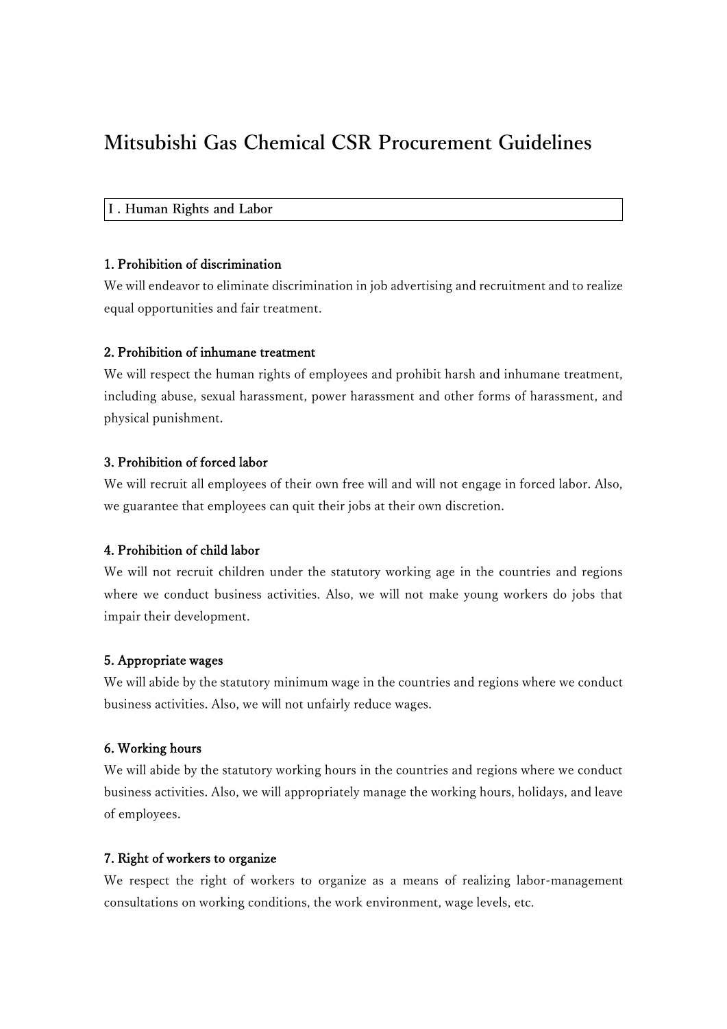# Mitsubishi Gas Chemical CSR Procurement Guidelines

## I . Human Rights and Labor

### 1. Prohibition of discrimination

We will endeavor to eliminate discrimination in job advertising and recruitment and to realize equal opportunities and fair treatment.

### 2. Prohibition of inhumane treatment

We will respect the human rights of employees and prohibit harsh and inhumane treatment, including abuse, sexual harassment, power harassment and other forms of harassment, and physical punishment.

### 3. Prohibition of forced labor

We will recruit all employees of their own free will and will not engage in forced labor. Also, we guarantee that employees can quit their jobs at their own discretion.

### 4. Prohibition of child labor

We will not recruit children under the statutory working age in the countries and regions where we conduct business activities. Also, we will not make young workers do jobs that impair their development.

### 5. Appropriate wages

We will abide by the statutory minimum wage in the countries and regions where we conduct business activities. Also, we will not unfairly reduce wages.

### 6. Working hours

We will abide by the statutory working hours in the countries and regions where we conduct business activities. Also, we will appropriately manage the working hours, holidays, and leave of employees.

### 7. Right of workers to organize

We respect the right of workers to organize as a means of realizing labor-management consultations on working conditions, the work environment, wage levels, etc.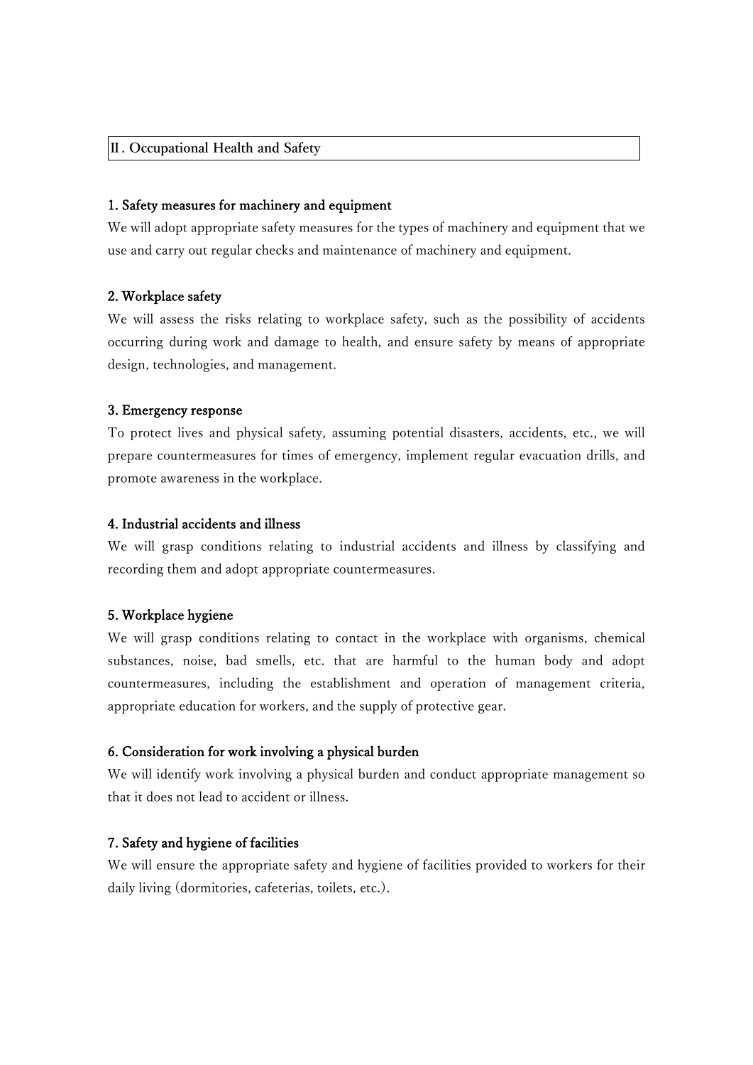## Ⅱ. Occupational Health and Safety

### 1. Safety measures for machinery and equipment

We will adopt appropriate safety measures for the types of machinery and equipment that we use and carry out regular checks and maintenance of machinery and equipment.

### 2. Workplace safety

We will assess the risks relating to workplace safety, such as the possibility of accidents occurring during work and damage to health, and ensure safety by means of appropriate design, technologies, and management.

### 3. Emergency response

To protect lives and physical safety, assuming potential disasters, accidents, etc., we will prepare countermeasures for times of emergency, implement regular evacuation drills, and promote awareness in the workplace.

### 4. Industrial accidents and illness

We will grasp conditions relating to industrial accidents and illness by classifying and recording them and adopt appropriate countermeasures.

### 5. Workplace hygiene

We will grasp conditions relating to contact in the workplace with organisms, chemical substances, noise, bad smells, etc. that are harmful to the human body and adopt countermeasures, including the establishment and operation of management criteria, appropriate education for workers, and the supply of protective gear.

### 6. Consideration for work involving a physical burden

We will identify work involving a physical burden and conduct appropriate management so that it does not lead to accident or illness.

### 7. Safety and hygiene of facilities

We will ensure the appropriate safety and hygiene of facilities provided to workers for their daily living (dormitories, cafeterias, toilets, etc.).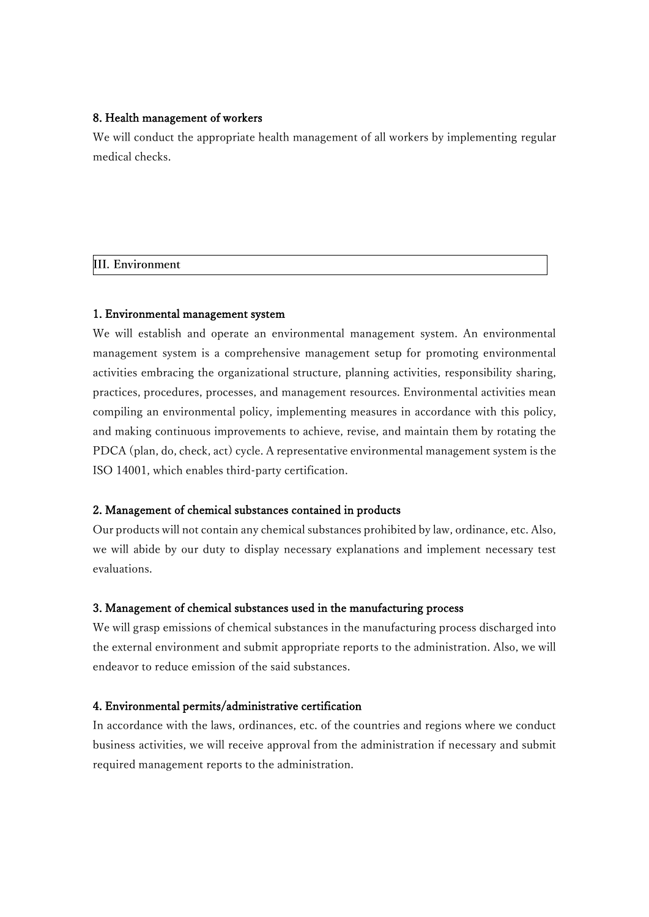### 8. Health management of workers

We will conduct the appropriate health management of all workers by implementing regular medical checks.

## III. Environment

### 1. Environmental management system

We will establish and operate an environmental management system. An environmental management system is a comprehensive management setup for promoting environmental activities embracing the organizational structure, planning activities, responsibility sharing, practices, procedures, processes, and management resources. Environmental activities mean compiling an environmental policy, implementing measures in accordance with this policy, and making continuous improvements to achieve, revise, and maintain them by rotating the PDCA (plan, do, check, act) cycle. A representative environmental management system is the ISO 14001, which enables third-party certification.

### 2. Management of chemical substances contained in products

Our products will not contain any chemical substances prohibited by law, ordinance, etc. Also, we will abide by our duty to display necessary explanations and implement necessary test evaluations.

### 3. Management of chemical substances used in the manufacturing process

We will grasp emissions of chemical substances in the manufacturing process discharged into the external environment and submit appropriate reports to the administration. Also, we will endeavor to reduce emission of the said substances.

### 4. Environmental permits/administrative certification

In accordance with the laws, ordinances, etc. of the countries and regions where we conduct business activities, we will receive approval from the administration if necessary and submit required management reports to the administration.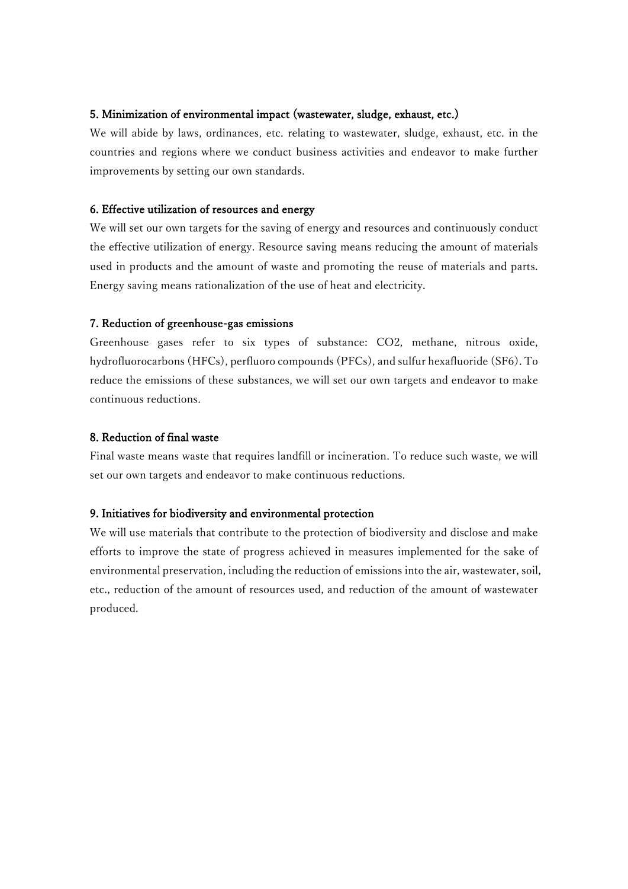### 5. Minimization of environmental impact (wastewater, sludge, exhaust, etc.)

We will abide by laws, ordinances, etc. relating to wastewater, sludge, exhaust, etc. in the countries and regions where we conduct business activities and endeavor to make further improvements by setting our own standards.

### 6. Effective utilization of resources and energy

We will set our own targets for the saving of energy and resources and continuously conduct the effective utilization of energy. Resource saving means reducing the amount of materials used in products and the amount of waste and promoting the reuse of materials and parts. Energy saving means rationalization of the use of heat and electricity.

### 7. Reduction of greenhouse-gas emissions

Greenhouse gases refer to six types of substance: $CO_2$, methane, nitrous oxide, hydrofluorocarbons (HFCs), perfluoro compounds (PFCs), and sulfur hexafluoride ($SF_6$). To reduce the emissions of these substances, we will set our own targets and endeavor to make continuous reductions.

### 8. Reduction of final waste

Final waste means waste that requires landfill or incineration. To reduce such waste, we will set our own targets and endeavor to make continuous reductions.

### 9. Initiatives for biodiversity and environmental protection

We will use materials that contribute to the protection of biodiversity and disclose and make efforts to improve the state of progress achieved in measures implemented for the sake of environmental preservation, including the reduction of emissions into the air, wastewater, soil, etc., reduction of the amount of resources used, and reduction of the amount of wastewater produced.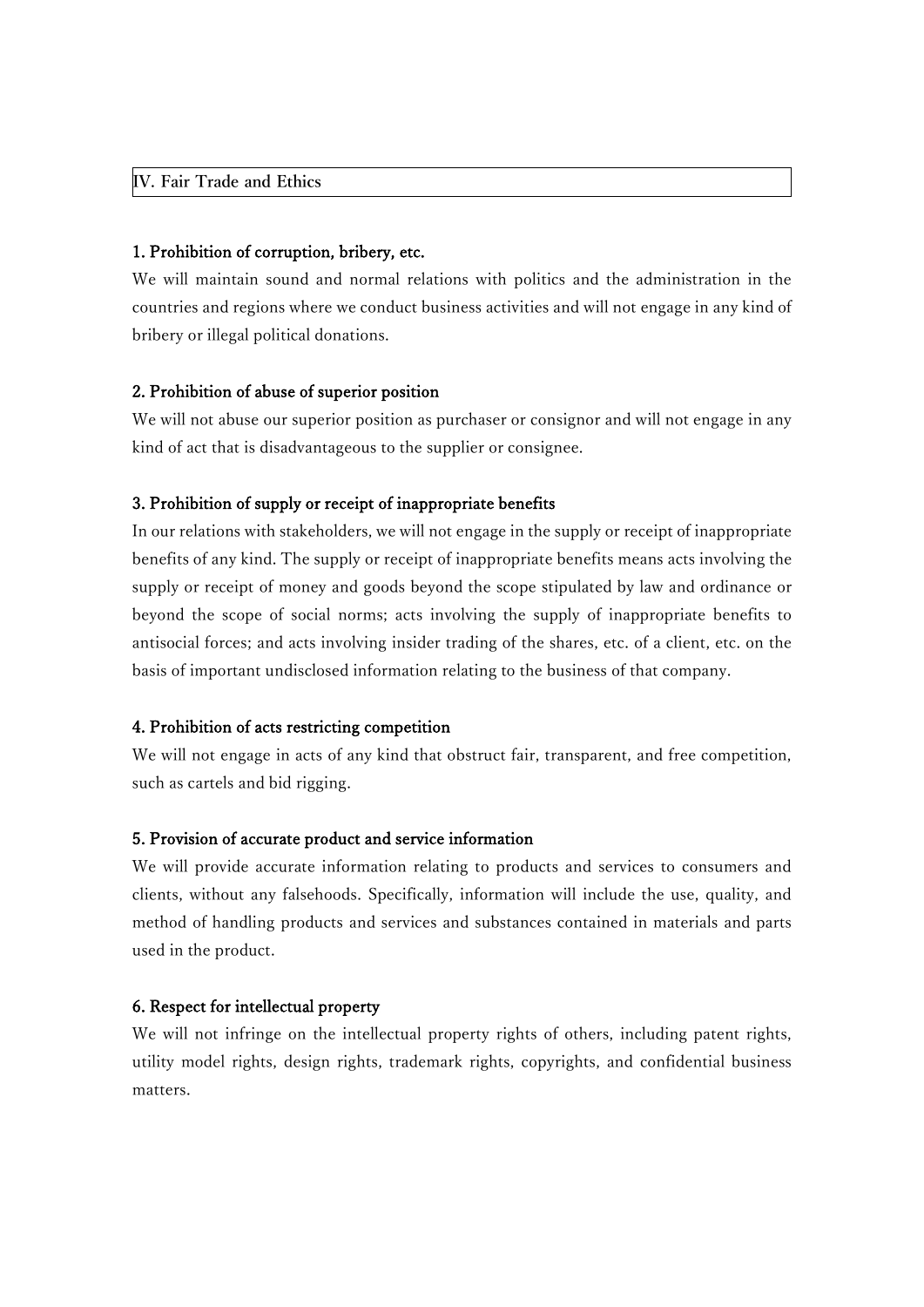## IV. Fair Trade and Ethics

### 1. Prohibition of corruption, bribery, etc.

We will maintain sound and normal relations with politics and the administration in the countries and regions where we conduct business activities and will not engage in any kind of bribery or illegal political donations.

### 2. Prohibition of abuse of superior position

We will not abuse our superior position as purchaser or consignor and will not engage in any kind of act that is disadvantageous to the supplier or consignee.

### 3. Prohibition of supply or receipt of inappropriate benefits

In our relations with stakeholders, we will not engage in the supply or receipt of inappropriate benefits of any kind. The supply or receipt of inappropriate benefits means acts involving the supply or receipt of money and goods beyond the scope stipulated by law and ordinance or beyond the scope of social norms; acts involving the supply of inappropriate benefits to antisocial forces; and acts involving insider trading of the shares, etc. of a client, etc. on the basis of important undisclosed information relating to the business of that company.

### 4. Prohibition of acts restricting competition

We will not engage in acts of any kind that obstruct fair, transparent, and free competition, such as cartels and bid rigging.

### 5. Provision of accurate product and service information

We will provide accurate information relating to products and services to consumers and clients, without any falsehoods. Specifically, information will include the use, quality, and method of handling products and services and substances contained in materials and parts used in the product.

### 6. Respect for intellectual property

We will not infringe on the intellectual property rights of others, including patent rights, utility model rights, design rights, trademark rights, copyrights, and confidential business matters.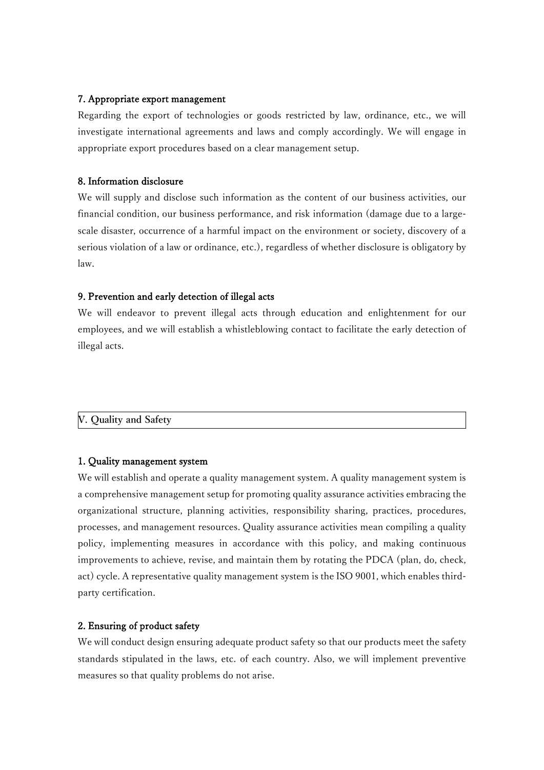### 7. Appropriate export management

Regarding the export of technologies or goods restricted by law, ordinance, etc., we will investigate international agreements and laws and comply accordingly. We will engage in appropriate export procedures based on a clear management setup.

### 8. Information disclosure

We will supply and disclose such information as the content of our business activities, our financial condition, our business performance, and risk information (damage due to a large-scale disaster, occurrence of a harmful impact on the environment or society, discovery of a serious violation of a law or ordinance, etc.), regardless of whether disclosure is obligatory by law.

### 9. Prevention and early detection of illegal acts

We will endeavor to prevent illegal acts through education and enlightenment for our employees, and we will establish a whistleblowing contact to facilitate the early detection of illegal acts.

## V. Quality and Safety

### 1. Quality management system

We will establish and operate a quality management system. A quality management system is a comprehensive management setup for promoting quality assurance activities embracing the organizational structure, planning activities, responsibility sharing, practices, procedures, processes, and management resources. Quality assurance activities mean compiling a quality policy, implementing measures in accordance with this policy, and making continuous improvements to achieve, revise, and maintain them by rotating the PDCA (plan, do, check, act) cycle. A representative quality management system is the ISO 9001, which enables third-party certification.

### 2. Ensuring of product safety

We will conduct design ensuring adequate product safety so that our products meet the safety standards stipulated in the laws, etc. of each country. Also, we will implement preventive measures so that quality problems do not arise.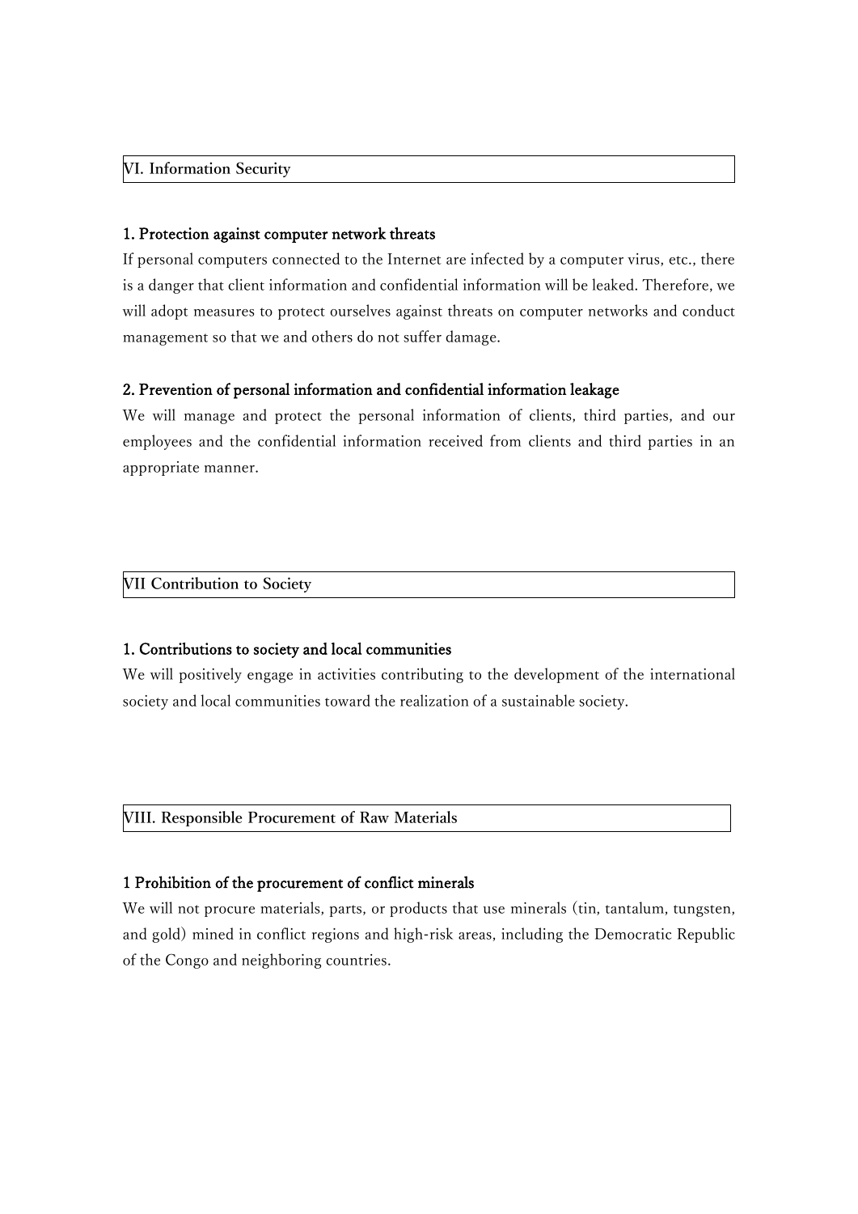## VI. Information Security

### 1. Protection against computer network threats

If personal computers connected to the Internet are infected by a computer virus, etc., there is a danger that client information and confidential information will be leaked. Therefore, we will adopt measures to protect ourselves against threats on computer networks and conduct management so that we and others do not suffer damage.

### 2. Prevention of personal information and confidential information leakage

We will manage and protect the personal information of clients, third parties, and our employees and the confidential information received from clients and third parties in an appropriate manner.

## VII Contribution to Society

### 1. Contributions to society and local communities

We will positively engage in activities contributing to the development of the international society and local communities toward the realization of a sustainable society.

## VIII. Responsible Procurement of Raw Materials

### 1 Prohibition of the procurement of conflict minerals

We will not procure materials, parts, or products that use minerals (tin, tantalum, tungsten, and gold) mined in conflict regions and high-risk areas, including the Democratic Republic of the Congo and neighboring countries.